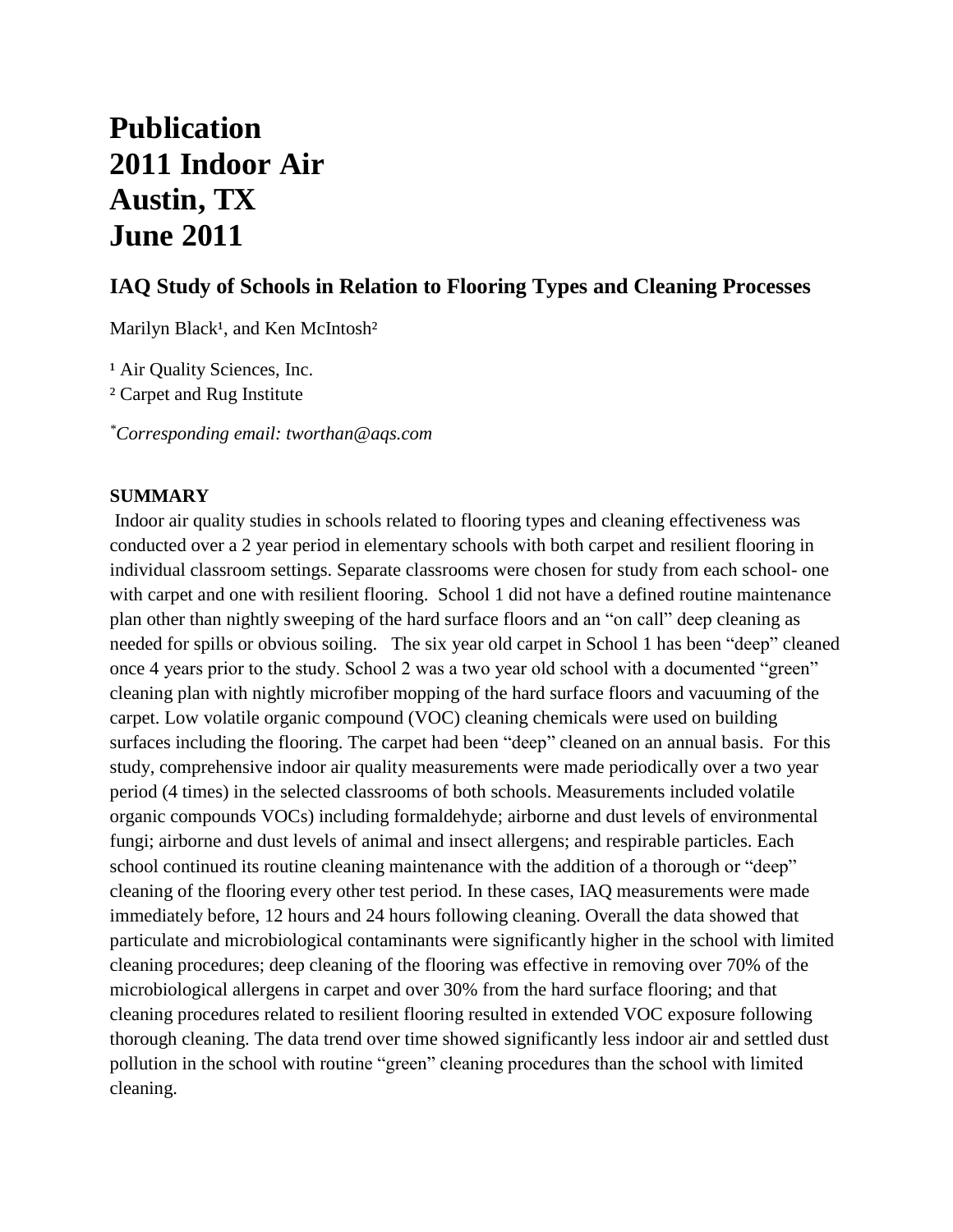# Publication
# 2011 Indoor Air
# Austin, TX
# June 2011

## IAQ Study of Schools in Relation to Flooring Types and Cleaning Processes

Marilyn Black[1], and Ken McIntosh[2]

[1] Air Quality Sciences, Inc.

[2] Carpet and Rug Institute

[*]*Corresponding email: tworthan@aqs.com*

**SUMMARY**

Indoor air quality studies in schools related to flooring types and cleaning effectiveness was conducted over a 2 year period in elementary schools with both carpet and resilient flooring in individual classroom settings. Separate classrooms were chosen for study from each school- one with carpet and one with resilient flooring. School 1 did not have a defined routine maintenance plan other than nightly sweeping of the hard surface floors and an "on call" deep cleaning as needed for spills or obvious soiling. The six year old carpet in School 1 has been "deep" cleaned once 4 years prior to the study. School 2 was a two year old school with a documented "green" cleaning plan with nightly microfiber mopping of the hard surface floors and vacuuming of the carpet. Low volatile organic compound (VOC) cleaning chemicals were used on building surfaces including the flooring. The carpet had been "deep" cleaned on an annual basis. For this study, comprehensive indoor air quality measurements were made periodically over a two year period (4 times) in the selected classrooms of both schools. Measurements included volatile organic compounds VOCs) including formaldehyde; airborne and dust levels of environmental fungi; airborne and dust levels of animal and insect allergens; and respirable particles. Each school continued its routine cleaning maintenance with the addition of a thorough or "deep" cleaning of the flooring every other test period. In these cases, IAQ measurements were made immediately before, 12 hours and 24 hours following cleaning. Overall the data showed that particulate and microbiological contaminants were significantly higher in the school with limited cleaning procedures; deep cleaning of the flooring was effective in removing over 70% of the microbiological allergens in carpet and over 30% from the hard surface flooring; and that cleaning procedures related to resilient flooring resulted in extended VOC exposure following thorough cleaning. The data trend over time showed significantly less indoor air and settled dust pollution in the school with routine "green" cleaning procedures than the school with limited cleaning.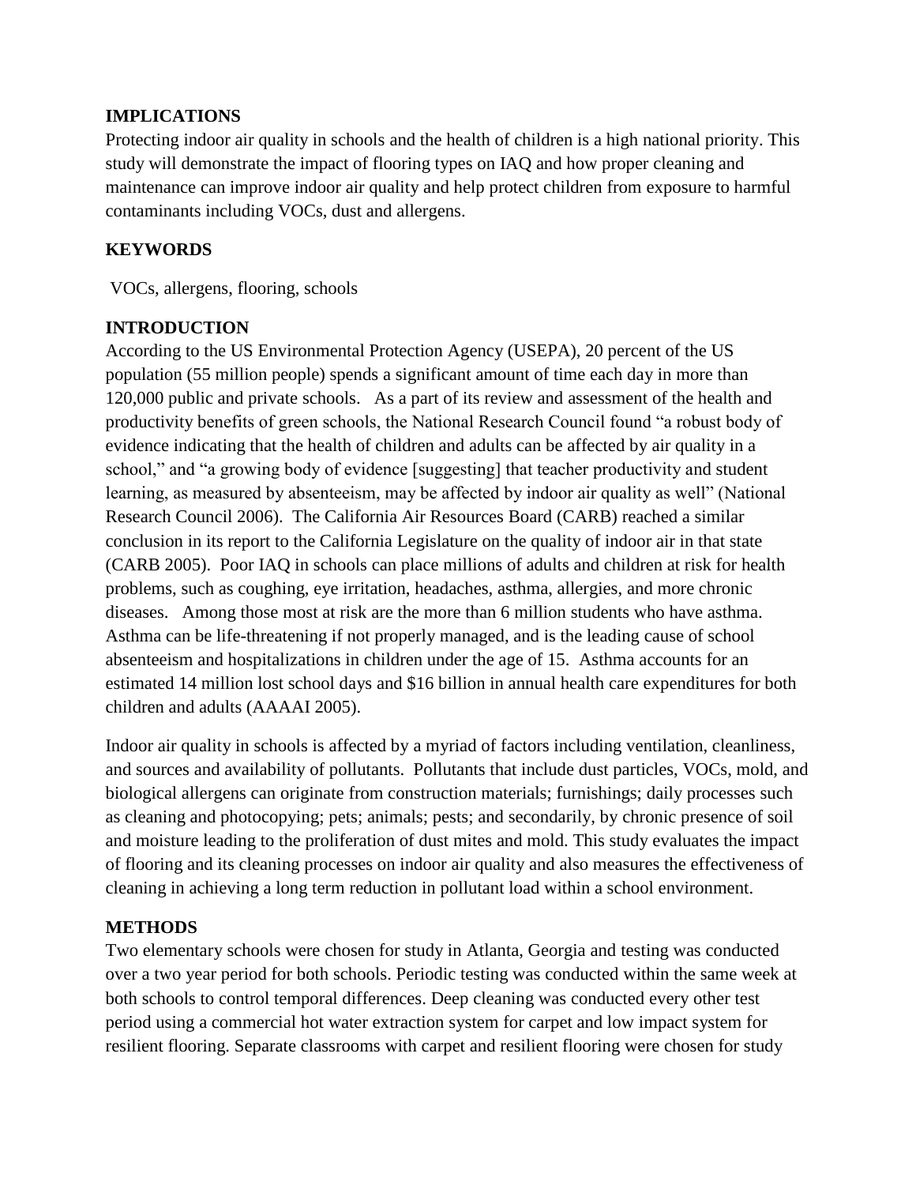## IMPLICATIONS

Protecting indoor air quality in schools and the health of children is a high national priority. This study will demonstrate the impact of flooring types on IAQ and how proper cleaning and maintenance can improve indoor air quality and help protect children from exposure to harmful contaminants including VOCs, dust and allergens.

## KEYWORDS

VOCs, allergens, flooring, schools

## INTRODUCTION

According to the US Environmental Protection Agency (USEPA), 20 percent of the US population (55 million people) spends a significant amount of time each day in more than 120,000 public and private schools. As a part of its review and assessment of the health and productivity benefits of green schools, the National Research Council found "a robust body of evidence indicating that the health of children and adults can be affected by air quality in a school," and "a growing body of evidence [suggesting] that teacher productivity and student learning, as measured by absenteeism, may be affected by indoor air quality as well" (National Research Council 2006). The California Air Resources Board (CARB) reached a similar conclusion in its report to the California Legislature on the quality of indoor air in that state (CARB 2005). Poor IAQ in schools can place millions of adults and children at risk for health problems, such as coughing, eye irritation, headaches, asthma, allergies, and more chronic diseases. Among those most at risk are the more than 6 million students who have asthma. Asthma can be life-threatening if not properly managed, and is the leading cause of school absenteeism and hospitalizations in children under the age of 15. Asthma accounts for an estimated 14 million lost school days and $16 billion in annual health care expenditures for both children and adults (AAAAI 2005).

Indoor air quality in schools is affected by a myriad of factors including ventilation, cleanliness, and sources and availability of pollutants. Pollutants that include dust particles, VOCs, mold, and biological allergens can originate from construction materials; furnishings; daily processes such as cleaning and photocopying; pets; animals; pests; and secondarily, by chronic presence of soil and moisture leading to the proliferation of dust mites and mold. This study evaluates the impact of flooring and its cleaning processes on indoor air quality and also measures the effectiveness of cleaning in achieving a long term reduction in pollutant load within a school environment.

## METHODS

Two elementary schools were chosen for study in Atlanta, Georgia and testing was conducted over a two year period for both schools. Periodic testing was conducted within the same week at both schools to control temporal differences. Deep cleaning was conducted every other test period using a commercial hot water extraction system for carpet and low impact system for resilient flooring. Separate classrooms with carpet and resilient flooring were chosen for study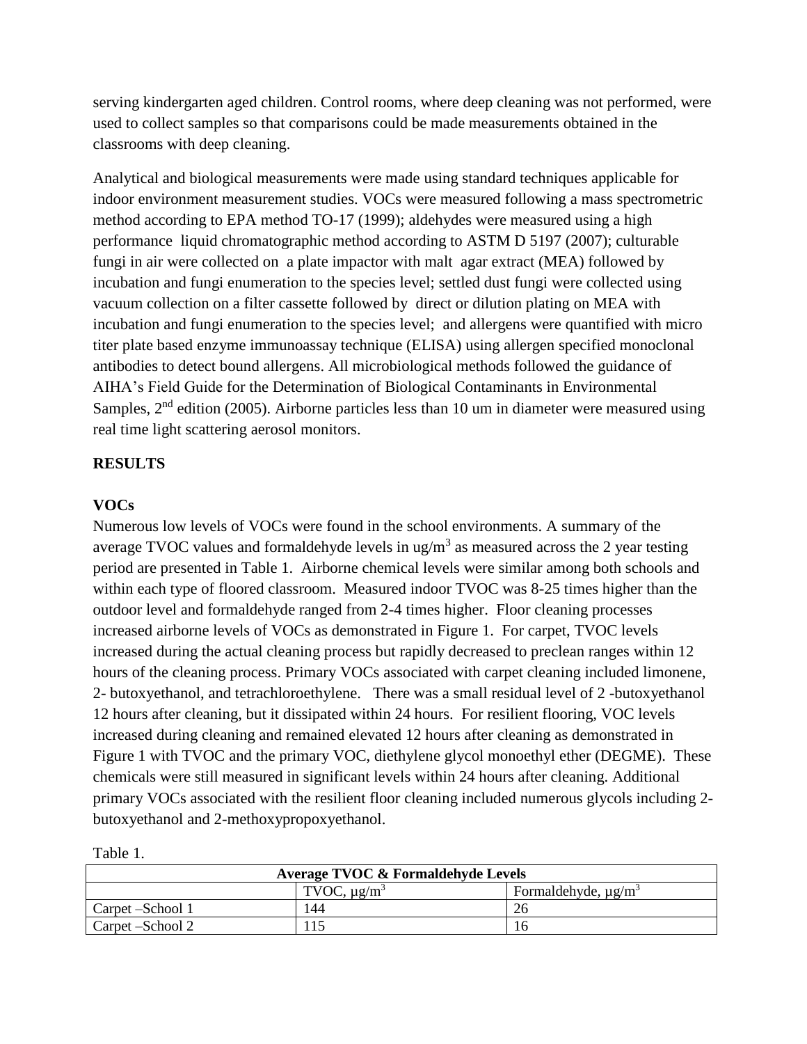serving kindergarten aged children. Control rooms, where deep cleaning was not performed, were used to collect samples so that comparisons could be made measurements obtained in the classrooms with deep cleaning.

Analytical and biological measurements were made using standard techniques applicable for indoor environment measurement studies. VOCs were measured following a mass spectrometric method according to EPA method TO-17 (1999); aldehydes were measured using a high performance liquid chromatographic method according to ASTM D 5197 (2007); culturable fungi in air were collected on a plate impactor with malt agar extract (MEA) followed by incubation and fungi enumeration to the species level; settled dust fungi were collected using vacuum collection on a filter cassette followed by direct or dilution plating on MEA with incubation and fungi enumeration to the species level; and allergens were quantified with micro titer plate based enzyme immunoassay technique (ELISA) using allergen specified monoclonal antibodies to detect bound allergens. All microbiological methods followed the guidance of AIHA's Field Guide for the Determination of Biological Contaminants in Environmental Samples, 2nd edition (2005). Airborne particles less than 10 um in diameter were measured using real time light scattering aerosol monitors.

## RESULTS

### VOCs

Numerous low levels of VOCs were found in the school environments. A summary of the average TVOC values and formaldehyde levels in ug/$m^3$ as measured across the 2 year testing period are presented in Table 1. Airborne chemical levels were similar among both schools and within each type of floored classroom. Measured indoor TVOC was 8-25 times higher than the outdoor level and formaldehyde ranged from 2-4 times higher. Floor cleaning processes increased airborne levels of VOCs as demonstrated in Figure 1. For carpet, TVOC levels increased during the actual cleaning process but rapidly decreased to preclean ranges within 12 hours of the cleaning process. Primary VOCs associated with carpet cleaning included limonene, 2- butoxyethanol, and tetrachloroethylene. There was a small residual level of 2 -butoxyethanol 12 hours after cleaning, but it dissipated within 24 hours. For resilient flooring, VOC levels increased during cleaning and remained elevated 12 hours after cleaning as demonstrated in Figure 1 with TVOC and the primary VOC, diethylene glycol monoethyl ether (DEGME). These chemicals were still measured in significant levels within 24 hours after cleaning. Additional primary VOCs associated with the resilient floor cleaning included numerous glycols including 2-butoxyethanol and 2-methoxypropoxyethanol.

Table 1.

| Average TVOC & Formaldehyde Levels | | |
|---|---|---|
| | TVOC, μg/$m^3$ | Formaldehyde, μg/$m^3$ |
| Carpet –School 1 | 144 | 26 |
| Carpet –School 2 | 115 | 16 |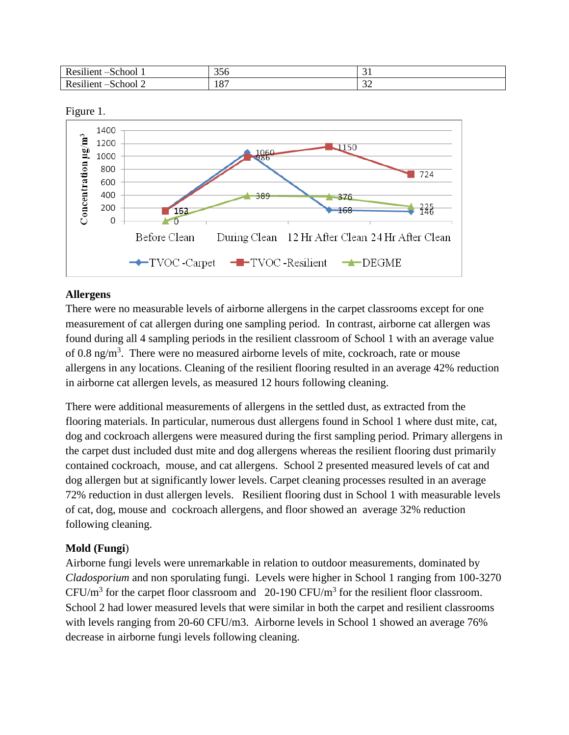| Resilient –School 1 | 356 | 31 |
|---|---|---|
| Resilient –School 2 | 187 | 32 |

Figure 1.

| | Before Clean | During Clean | 12 Hr After Clean | 24 Hr After Clean |
|---|---|---|---|---|
| TVOC -Carpet | 163 | 1060 | 168 | 146 |
| TVOC -Resilient | 163 | 986 | 1150 | 724 |
| DEGME | 0 | 389 | 376 | 225 |

Concentration μg/m³

### Allergens

There were no measurable levels of airborne allergens in the carpet classrooms except for one measurement of cat allergen during one sampling period. In contrast, airborne cat allergen was found during all 4 sampling periods in the resilient classroom of School 1 with an average value of 0.8 ng/m$^3$. There were no measured airborne levels of mite, cockroach, rate or mouse allergens in any locations. Cleaning of the resilient flooring resulted in an average 42% reduction in airborne cat allergen levels, as measured 12 hours following cleaning.

There were additional measurements of allergens in the settled dust, as extracted from the flooring materials. In particular, numerous dust allergens found in School 1 where dust mite, cat, dog and cockroach allergens were measured during the first sampling period. Primary allergens in the carpet dust included dust mite and dog allergens whereas the resilient flooring dust primarily contained cockroach, mouse, and cat allergens. School 2 presented measured levels of cat and dog allergen but at significantly lower levels. Carpet cleaning processes resulted in an average 72% reduction in dust allergen levels. Resilient flooring dust in School 1 with measurable levels of cat, dog, mouse and cockroach allergens, and floor showed an average 32% reduction following cleaning.

### Mold (Fungi)

Airborne fungi levels were unremarkable in relation to outdoor measurements, dominated by *Cladosporium* and non sporulating fungi. Levels were higher in School 1 ranging from 100-3270 CFU/m$^3$ for the carpet floor classroom and 20-190 CFU/m$^3$ for the resilient floor classroom. School 2 had lower measured levels that were similar in both the carpet and resilient classrooms with levels ranging from 20-60 CFU/m3. Airborne levels in School 1 showed an average 76% decrease in airborne fungi levels following cleaning.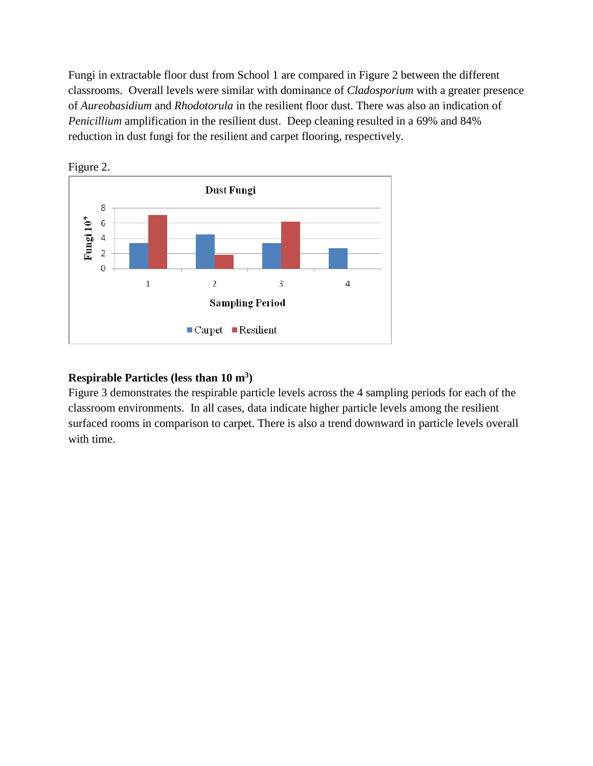Fungi in extractable floor dust from School 1 are compared in Figure 2 between the different classrooms. Overall levels were similar with dominance of *Cladosporium* with a greater presence of *Aureobasidium* and *Rhodotorula* in the resilient floor dust. There was also an indication of *Penicillium* amplification in the resilient dust. Deep cleaning resulted in a 69% and 84% reduction in dust fungi for the resilient and carpet flooring, respectively.

Figure 2.

**Respirable Particles (less than 10 $m^3$)**

Figure 3 demonstrates the respirable particle levels across the 4 sampling periods for each of the classroom environments. In all cases, data indicate higher particle levels among the resilient surfaced rooms in comparison to carpet. There is also a trend downward in particle levels overall with time.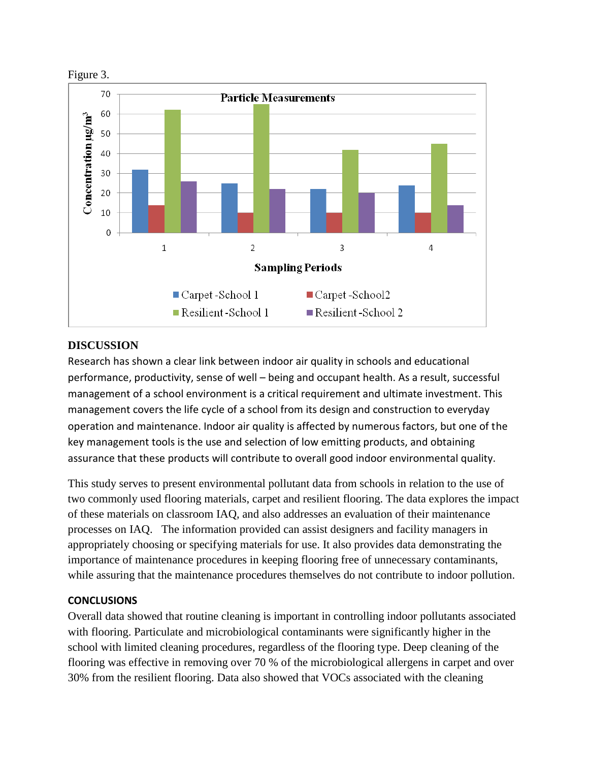Figure 3.

## DISCUSSION

Research has shown a clear link between indoor air quality in schools and educational performance, productivity, sense of well – being and occupant health. As a result, successful management of a school environment is a critical requirement and ultimate investment. This management covers the life cycle of a school from its design and construction to everyday operation and maintenance. Indoor air quality is affected by numerous factors, but one of the key management tools is the use and selection of low emitting products, and obtaining assurance that these products will contribute to overall good indoor environmental quality.

This study serves to present environmental pollutant data from schools in relation to the use of two commonly used flooring materials, carpet and resilient flooring. The data explores the impact of these materials on classroom IAQ, and also addresses an evaluation of their maintenance processes on IAQ. The information provided can assist designers and facility managers in appropriately choosing or specifying materials for use. It also provides data demonstrating the importance of maintenance procedures in keeping flooring free of unnecessary contaminants, while assuring that the maintenance procedures themselves do not contribute to indoor pollution.

## CONCLUSIONS

Overall data showed that routine cleaning is important in controlling indoor pollutants associated with flooring. Particulate and microbiological contaminants were significantly higher in the school with limited cleaning procedures, regardless of the flooring type. Deep cleaning of the flooring was effective in removing over 70 % of the microbiological allergens in carpet and over 30% from the resilient flooring. Data also showed that VOCs associated with the cleaning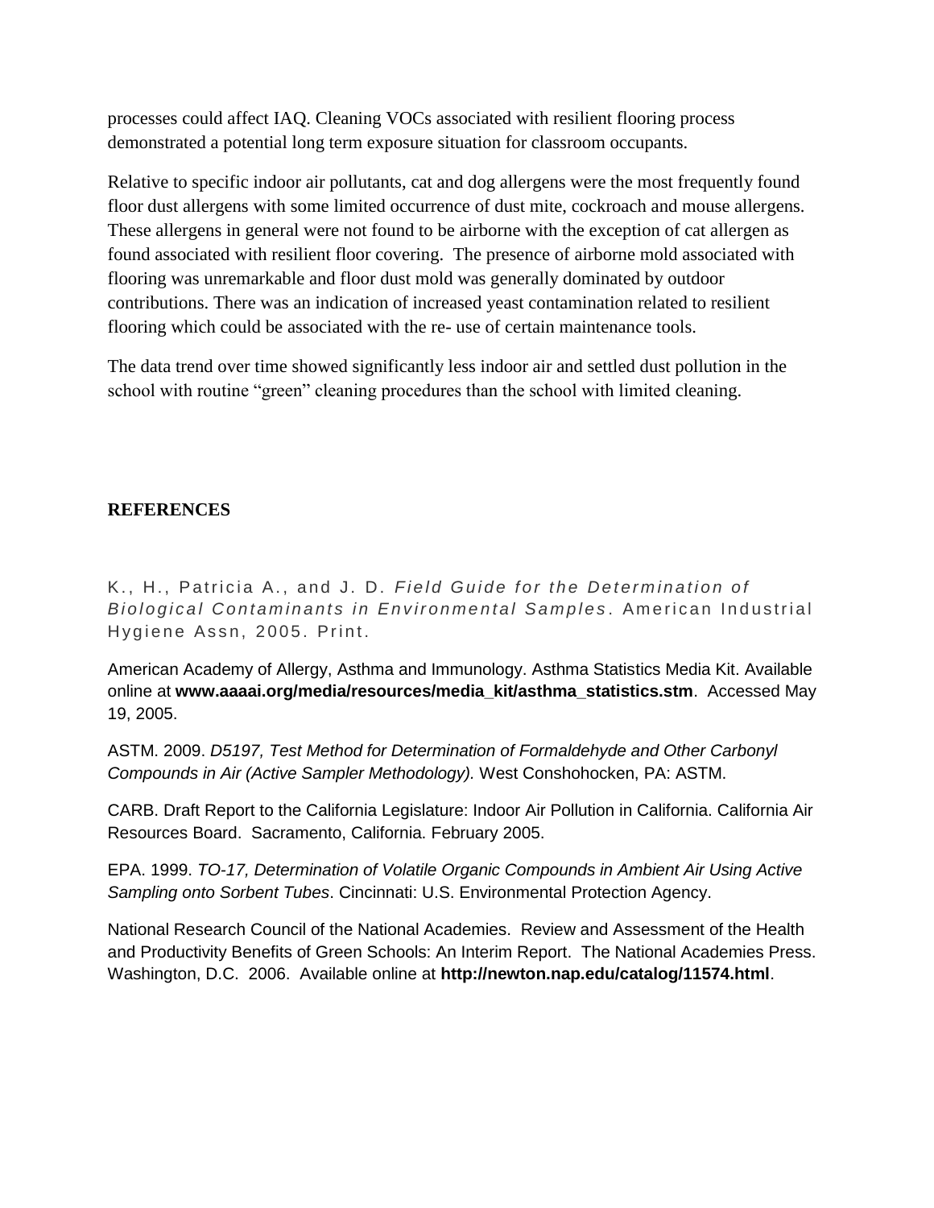processes could affect IAQ. Cleaning VOCs associated with resilient flooring process demonstrated a potential long term exposure situation for classroom occupants.

Relative to specific indoor air pollutants, cat and dog allergens were the most frequently found floor dust allergens with some limited occurrence of dust mite, cockroach and mouse allergens. These allergens in general were not found to be airborne with the exception of cat allergen as found associated with resilient floor covering. The presence of airborne mold associated with flooring was unremarkable and floor dust mold was generally dominated by outdoor contributions. There was an indication of increased yeast contamination related to resilient flooring which could be associated with the re- use of certain maintenance tools.

The data trend over time showed significantly less indoor air and settled dust pollution in the school with routine "green" cleaning procedures than the school with limited cleaning.

## REFERENCES

K., H., Patricia A., and J. D. *Field Guide for the Determination of Biological Contaminants in Environmental Samples*. American Industrial Hygiene Assn, 2005. Print.

American Academy of Allergy, Asthma and Immunology. Asthma Statistics Media Kit. Available online at **www.aaaai.org/media/resources/media_kit/asthma_statistics.stm**. Accessed May 19, 2005.

ASTM. 2009. *D5197, Test Method for Determination of Formaldehyde and Other Carbonyl Compounds in Air (Active Sampler Methodology).* West Conshohocken, PA: ASTM.

CARB. Draft Report to the California Legislature: Indoor Air Pollution in California. California Air Resources Board. Sacramento, California. February 2005.

EPA. 1999. *TO-17, Determination of Volatile Organic Compounds in Ambient Air Using Active Sampling onto Sorbent Tubes*. Cincinnati: U.S. Environmental Protection Agency.

National Research Council of the National Academies. Review and Assessment of the Health and Productivity Benefits of Green Schools: An Interim Report. The National Academies Press. Washington, D.C. 2006. Available online at **http://newton.nap.edu/catalog/11574.html**.